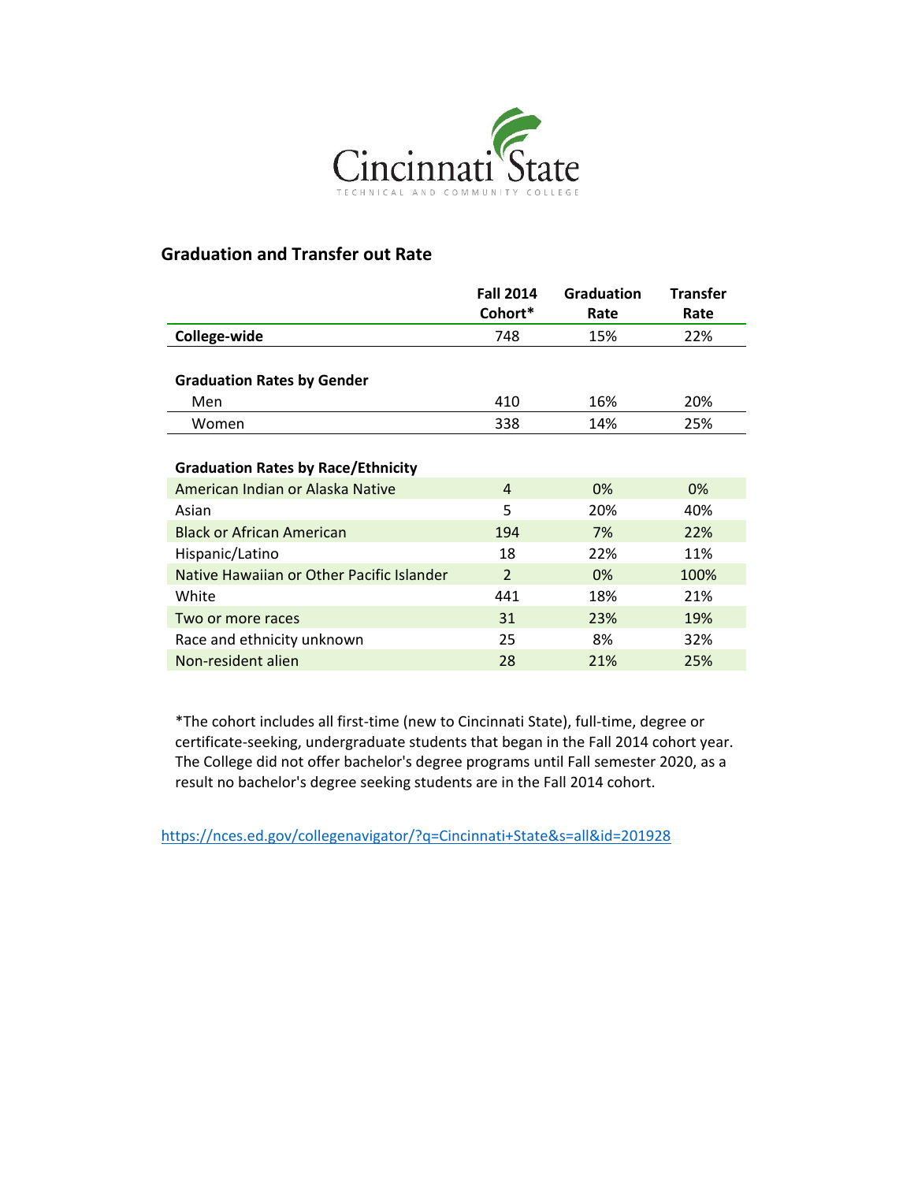Cincinnati State

TECHNICAL AND COMMUNITY COLLEGE

## Graduation and Transfer out Rate

| | Fall 2014 Cohort* | Graduation Rate | Transfer Rate |
|---|---|---|---|
| **College-wide** | 748 | 15% | 22% |
| **Graduation Rates by Gender** | | | |
| Men | 410 | 16% | 20% |
| Women | 338 | 14% | 25% |
| **Graduation Rates by Race/Ethnicity** | | | |
| American Indian or Alaska Native | 4 | 0% | 0% |
| Asian | 5 | 20% | 40% |
| Black or African American | 194 | 7% | 22% |
| Hispanic/Latino | 18 | 22% | 11% |
| Native Hawaiian or Other Pacific Islander | 2 | 0% | 100% |
| White | 441 | 18% | 21% |
| Two or more races | 31 | 23% | 19% |
| Race and ethnicity unknown | 25 | 8% | 32% |
| Non-resident alien | 28 | 21% | 25% |

*The cohort includes all first-time (new to Cincinnati State), full-time, degree or certificate-seeking, undergraduate students that began in the Fall 2014 cohort year. The College did not offer bachelor's degree programs until Fall semester 2020, as a result no bachelor's degree seeking students are in the Fall 2014 cohort.

https://nces.ed.gov/collegenavigator/?q=Cincinnati+State&s=all&id=201928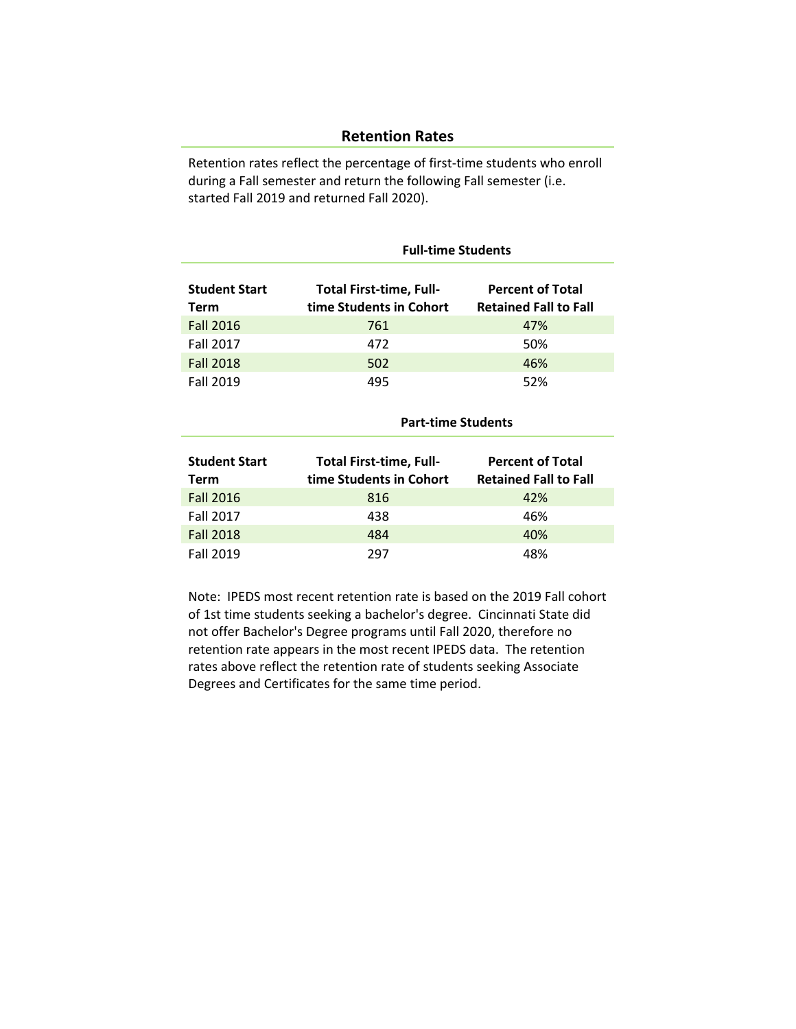## Retention Rates

Retention rates reflect the percentage of first-time students who enroll during a Fall semester and return the following Fall semester (i.e. started Fall 2019 and returned Fall 2020).

### Full-time Students

| Student Start Term | Total First-time, Full-time Students in Cohort | Percent of Total Retained Fall to Fall |
|---|---|---|
| Fall 2016 | 761 | 47% |
| Fall 2017 | 472 | 50% |
| Fall 2018 | 502 | 46% |
| Fall 2019 | 495 | 52% |

### Part-time Students

| Student Start Term | Total First-time, Full-time Students in Cohort | Percent of Total Retained Fall to Fall |
|---|---|---|
| Fall 2016 | 816 | 42% |
| Fall 2017 | 438 | 46% |
| Fall 2018 | 484 | 40% |
| Fall 2019 | 297 | 48% |

Note: IPEDS most recent retention rate is based on the 2019 Fall cohort of 1st time students seeking a bachelor's degree. Cincinnati State did not offer Bachelor's Degree programs until Fall 2020, therefore no retention rate appears in the most recent IPEDS data. The retention rates above reflect the retention rate of students seeking Associate Degrees and Certificates for the same time period.